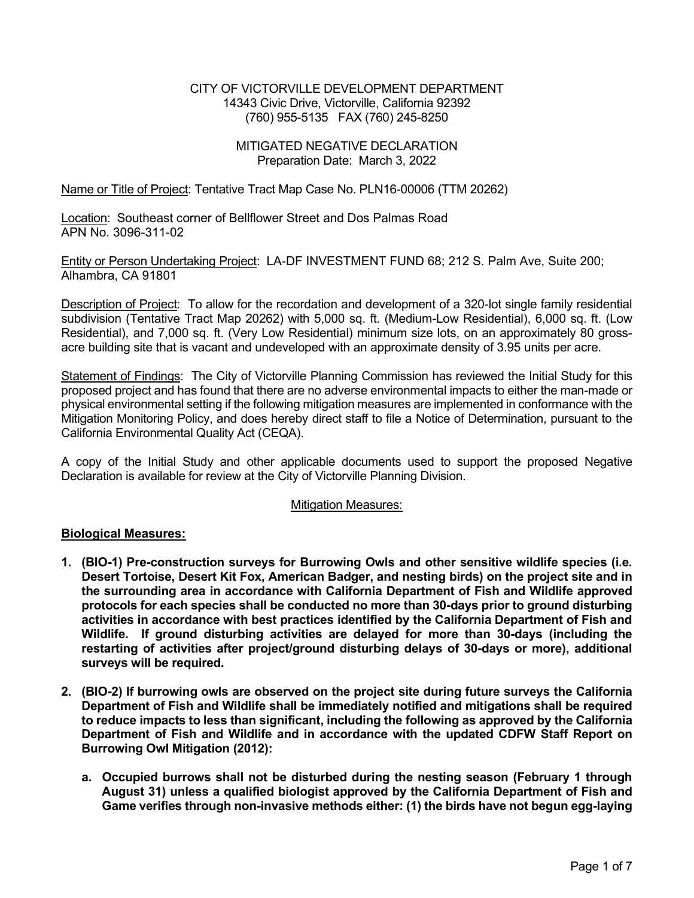CITY OF VICTORVILLE DEVELOPMENT DEPARTMENT
14343 Civic Drive, Victorville, California 92392
(760) 955-5135 FAX (760) 245-8250

MITIGATED NEGATIVE DECLARATION
Preparation Date: March 3, 2022

Name or Title of Project: Tentative Tract Map Case No. PLN16-00006 (TTM 20262)

Location: Southeast corner of Bellflower Street and Dos Palmas Road
APN No. 3096-311-02

Entity or Person Undertaking Project: LA-DF INVESTMENT FUND 68; 212 S. Palm Ave, Suite 200; Alhambra, CA 91801

Description of Project: To allow for the recordation and development of a 320-lot single family residential subdivision (Tentative Tract Map 20262) with 5,000 sq. ft. (Medium-Low Residential), 6,000 sq. ft. (Low Residential), and 7,000 sq. ft. (Very Low Residential) minimum size lots, on an approximately 80 gross-acre building site that is vacant and undeveloped with an approximate density of 3.95 units per acre.

Statement of Findings: The City of Victorville Planning Commission has reviewed the Initial Study for this proposed project and has found that there are no adverse environmental impacts to either the man-made or physical environmental setting if the following mitigation measures are implemented in conformance with the Mitigation Monitoring Policy, and does hereby direct staff to file a Notice of Determination, pursuant to the California Environmental Quality Act (CEQA).

A copy of the Initial Study and other applicable documents used to support the proposed Negative Declaration is available for review at the City of Victorville Planning Division.

Mitigation Measures:

**Biological Measures:**

1. **(BIO-1) Pre-construction surveys for Burrowing Owls and other sensitive wildlife species (i.e. Desert Tortoise, Desert Kit Fox, American Badger, and nesting birds) on the project site and in the surrounding area in accordance with California Department of Fish and Wildlife approved protocols for each species shall be conducted no more than 30-days prior to ground disturbing activities in accordance with best practices identified by the California Department of Fish and Wildlife. If ground disturbing activities are delayed for more than 30-days (including the restarting of activities after project/ground disturbing delays of 30-days or more), additional surveys will be required.**

2. **(BIO-2) If burrowing owls are observed on the project site during future surveys the California Department of Fish and Wildlife shall be immediately notified and mitigations shall be required to reduce impacts to less than significant, including the following as approved by the California Department of Fish and Wildlife and in accordance with the updated CDFW Staff Report on Burrowing Owl Mitigation (2012):**

    a. **Occupied burrows shall not be disturbed during the nesting season (February 1 through August 31) unless a qualified biologist approved by the California Department of Fish and Game verifies through non-invasive methods either: (1) the birds have not begun egg-laying**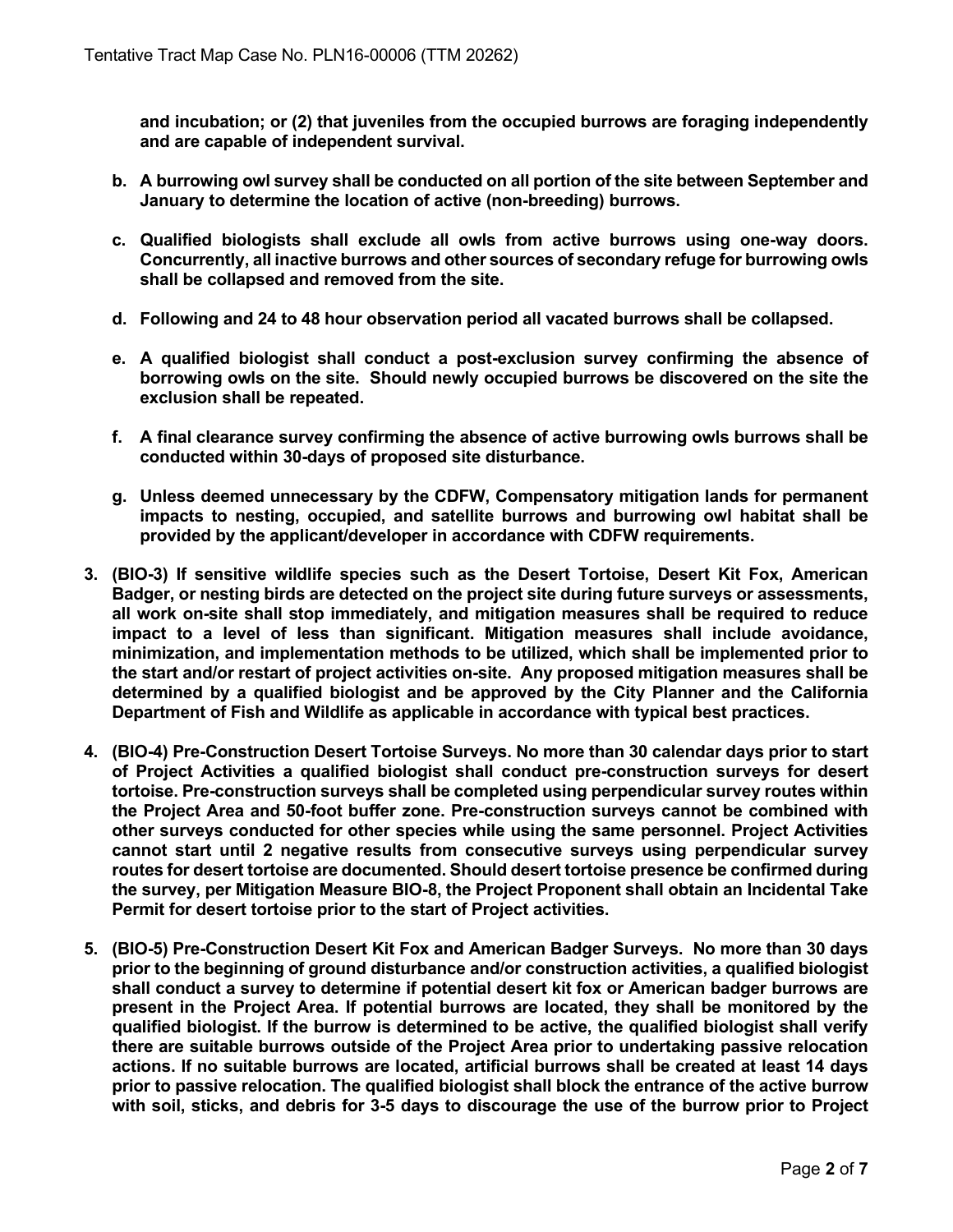**and incubation; or (2) that juveniles from the occupied burrows are foraging independently and are capable of independent survival.**

**b. A burrowing owl survey shall be conducted on all portion of the site between September and January to determine the location of active (non-breeding) burrows.**

**c. Qualified biologists shall exclude all owls from active burrows using one-way doors. Concurrently, all inactive burrows and other sources of secondary refuge for burrowing owls shall be collapsed and removed from the site.**

**d. Following and 24 to 48 hour observation period all vacated burrows shall be collapsed.**

**e. A qualified biologist shall conduct a post-exclusion survey confirming the absence of borrowing owls on the site. Should newly occupied burrows be discovered on the site the exclusion shall be repeated.**

**f. A final clearance survey confirming the absence of active burrowing owls burrows shall be conducted within 30-days of proposed site disturbance.**

**g. Unless deemed unnecessary by the CDFW, Compensatory mitigation lands for permanent impacts to nesting, occupied, and satellite burrows and burrowing owl habitat shall be provided by the applicant/developer in accordance with CDFW requirements.**

3. **(BIO-3) If sensitive wildlife species such as the Desert Tortoise, Desert Kit Fox, American Badger, or nesting birds are detected on the project site during future surveys or assessments, all work on-site shall stop immediately, and mitigation measures shall be required to reduce impact to a level of less than significant. Mitigation measures shall include avoidance, minimization, and implementation methods to be utilized, which shall be implemented prior to the start and/or restart of project activities on-site. Any proposed mitigation measures shall be determined by a qualified biologist and be approved by the City Planner and the California Department of Fish and Wildlife as applicable in accordance with typical best practices.**

4. **(BIO-4) Pre-Construction Desert Tortoise Surveys. No more than 30 calendar days prior to start of Project Activities a qualified biologist shall conduct pre-construction surveys for desert tortoise. Pre-construction surveys shall be completed using perpendicular survey routes within the Project Area and 50-foot buffer zone. Pre-construction surveys cannot be combined with other surveys conducted for other species while using the same personnel. Project Activities cannot start until 2 negative results from consecutive surveys using perpendicular survey routes for desert tortoise are documented. Should desert tortoise presence be confirmed during the survey, per Mitigation Measure BIO-8, the Project Proponent shall obtain an Incidental Take Permit for desert tortoise prior to the start of Project activities.**

5. **(BIO-5) Pre-Construction Desert Kit Fox and American Badger Surveys. No more than 30 days prior to the beginning of ground disturbance and/or construction activities, a qualified biologist shall conduct a survey to determine if potential desert kit fox or American badger burrows are present in the Project Area. If potential burrows are located, they shall be monitored by the qualified biologist. If the burrow is determined to be active, the qualified biologist shall verify there are suitable burrows outside of the Project Area prior to undertaking passive relocation actions. If no suitable burrows are located, artificial burrows shall be created at least 14 days prior to passive relocation. The qualified biologist shall block the entrance of the active burrow with soil, sticks, and debris for 3-5 days to discourage the use of the burrow prior to Project**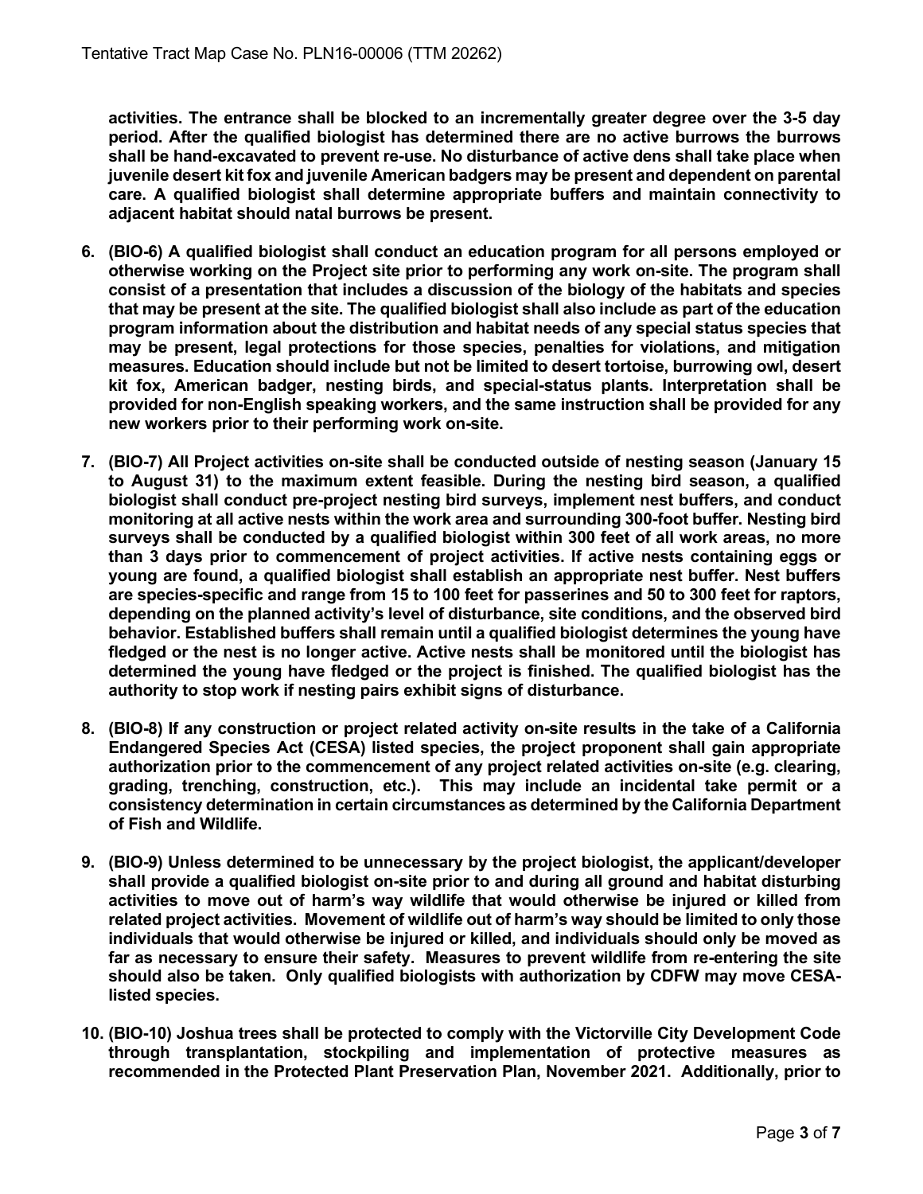**activities. The entrance shall be blocked to an incrementally greater degree over the 3-5 day period. After the qualified biologist has determined there are no active burrows the burrows shall be hand-excavated to prevent re-use. No disturbance of active dens shall take place when juvenile desert kit fox and juvenile American badgers may be present and dependent on parental care. A qualified biologist shall determine appropriate buffers and maintain connectivity to adjacent habitat should natal burrows be present.**

6. **(BIO-6) A qualified biologist shall conduct an education program for all persons employed or otherwise working on the Project site prior to performing any work on-site. The program shall consist of a presentation that includes a discussion of the biology of the habitats and species that may be present at the site. The qualified biologist shall also include as part of the education program information about the distribution and habitat needs of any special status species that may be present, legal protections for those species, penalties for violations, and mitigation measures. Education should include but not be limited to desert tortoise, burrowing owl, desert kit fox, American badger, nesting birds, and special-status plants. Interpretation shall be provided for non-English speaking workers, and the same instruction shall be provided for any new workers prior to their performing work on-site.**

7. **(BIO-7) All Project activities on-site shall be conducted outside of nesting season (January 15 to August 31) to the maximum extent feasible. During the nesting bird season, a qualified biologist shall conduct pre-project nesting bird surveys, implement nest buffers, and conduct monitoring at all active nests within the work area and surrounding 300-foot buffer. Nesting bird surveys shall be conducted by a qualified biologist within 300 feet of all work areas, no more than 3 days prior to commencement of project activities. If active nests containing eggs or young are found, a qualified biologist shall establish an appropriate nest buffer. Nest buffers are species-specific and range from 15 to 100 feet for passerines and 50 to 300 feet for raptors, depending on the planned activity's level of disturbance, site conditions, and the observed bird behavior. Established buffers shall remain until a qualified biologist determines the young have fledged or the nest is no longer active. Active nests shall be monitored until the biologist has determined the young have fledged or the project is finished. The qualified biologist has the authority to stop work if nesting pairs exhibit signs of disturbance.**

8. **(BIO-8) If any construction or project related activity on-site results in the take of a California Endangered Species Act (CESA) listed species, the project proponent shall gain appropriate authorization prior to the commencement of any project related activities on-site (e.g. clearing, grading, trenching, construction, etc.). This may include an incidental take permit or a consistency determination in certain circumstances as determined by the California Department of Fish and Wildlife.**

9. **(BIO-9) Unless determined to be unnecessary by the project biologist, the applicant/developer shall provide a qualified biologist on-site prior to and during all ground and habitat disturbing activities to move out of harm's way wildlife that would otherwise be injured or killed from related project activities. Movement of wildlife out of harm's way should be limited to only those individuals that would otherwise be injured or killed, and individuals should only be moved as far as necessary to ensure their safety. Measures to prevent wildlife from re-entering the site should also be taken. Only qualified biologists with authorization by CDFW may move CESA-listed species.**

10. **(BIO-10) Joshua trees shall be protected to comply with the Victorville City Development Code through transplantation, stockpiling and implementation of protective measures as recommended in the Protected Plant Preservation Plan, November 2021. Additionally, prior to**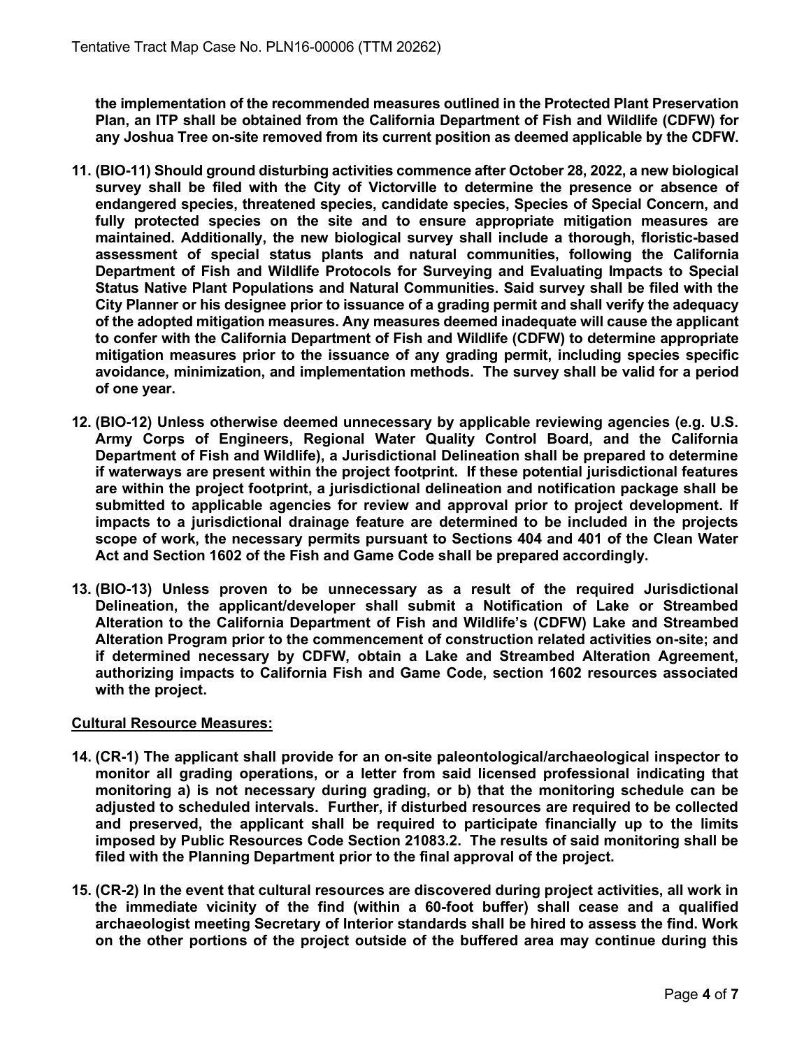**the implementation of the recommended measures outlined in the Protected Plant Preservation Plan, an ITP shall be obtained from the California Department of Fish and Wildlife (CDFW) for any Joshua Tree on-site removed from its current position as deemed applicable by the CDFW.**

11. **(BIO-11) Should ground disturbing activities commence after October 28, 2022, a new biological survey shall be filed with the City of Victorville to determine the presence or absence of endangered species, threatened species, candidate species, Species of Special Concern, and fully protected species on the site and to ensure appropriate mitigation measures are maintained. Additionally, the new biological survey shall include a thorough, floristic-based assessment of special status plants and natural communities, following the California Department of Fish and Wildlife Protocols for Surveying and Evaluating Impacts to Special Status Native Plant Populations and Natural Communities. Said survey shall be filed with the City Planner or his designee prior to issuance of a grading permit and shall verify the adequacy of the adopted mitigation measures. Any measures deemed inadequate will cause the applicant to confer with the California Department of Fish and Wildlife (CDFW) to determine appropriate mitigation measures prior to the issuance of any grading permit, including species specific avoidance, minimization, and implementation methods. The survey shall be valid for a period of one year.**

12. **(BIO-12) Unless otherwise deemed unnecessary by applicable reviewing agencies (e.g. U.S. Army Corps of Engineers, Regional Water Quality Control Board, and the California Department of Fish and Wildlife), a Jurisdictional Delineation shall be prepared to determine if waterways are present within the project footprint. If these potential jurisdictional features are within the project footprint, a jurisdictional delineation and notification package shall be submitted to applicable agencies for review and approval prior to project development. If impacts to a jurisdictional drainage feature are determined to be included in the projects scope of work, the necessary permits pursuant to Sections 404 and 401 of the Clean Water Act and Section 1602 of the Fish and Game Code shall be prepared accordingly.**

13. **(BIO-13) Unless proven to be unnecessary as a result of the required Jurisdictional Delineation, the applicant/developer shall submit a Notification of Lake or Streambed Alteration to the California Department of Fish and Wildlife's (CDFW) Lake and Streambed Alteration Program prior to the commencement of construction related activities on-site; and if determined necessary by CDFW, obtain a Lake and Streambed Alteration Agreement, authorizing impacts to California Fish and Game Code, section 1602 resources associated with the project.**

**Cultural Resource Measures:**

14. **(CR-1) The applicant shall provide for an on-site paleontological/archaeological inspector to monitor all grading operations, or a letter from said licensed professional indicating that monitoring a) is not necessary during grading, or b) that the monitoring schedule can be adjusted to scheduled intervals. Further, if disturbed resources are required to be collected and preserved, the applicant shall be required to participate financially up to the limits imposed by Public Resources Code Section 21083.2. The results of said monitoring shall be filed with the Planning Department prior to the final approval of the project.**

15. **(CR-2) In the event that cultural resources are discovered during project activities, all work in the immediate vicinity of the find (within a 60-foot buffer) shall cease and a qualified archaeologist meeting Secretary of Interior standards shall be hired to assess the find. Work on the other portions of the project outside of the buffered area may continue during this**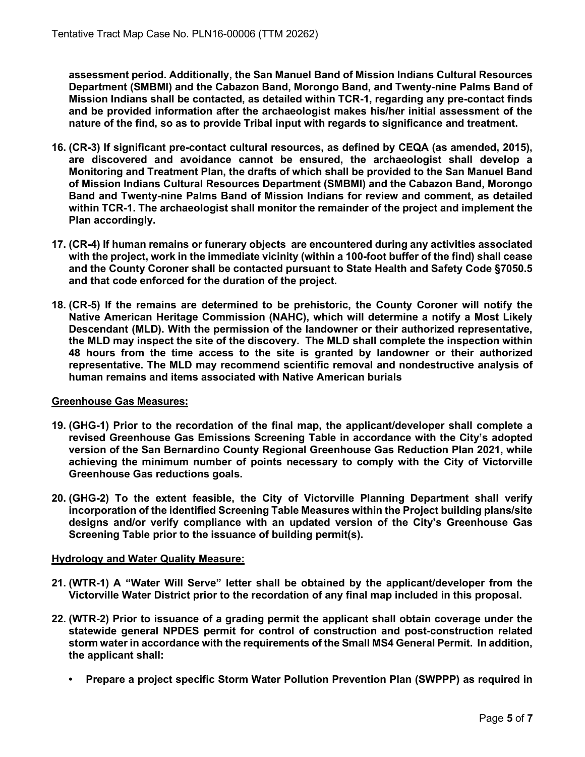**assessment period. Additionally, the San Manuel Band of Mission Indians Cultural Resources Department (SMBMI) and the Cabazon Band, Morongo Band, and Twenty-nine Palms Band of Mission Indians shall be contacted, as detailed within TCR-1, regarding any pre-contact finds and be provided information after the archaeologist makes his/her initial assessment of the nature of the find, so as to provide Tribal input with regards to significance and treatment.**

16. **(CR-3) If significant pre-contact cultural resources, as defined by CEQA (as amended, 2015), are discovered and avoidance cannot be ensured, the archaeologist shall develop a Monitoring and Treatment Plan, the drafts of which shall be provided to the San Manuel Band of Mission Indians Cultural Resources Department (SMBMI) and the Cabazon Band, Morongo Band and Twenty-nine Palms Band of Mission Indians for review and comment, as detailed within TCR-1. The archaeologist shall monitor the remainder of the project and implement the Plan accordingly.**

17. **(CR-4) If human remains or funerary objects are encountered during any activities associated with the project, work in the immediate vicinity (within a 100-foot buffer of the find) shall cease and the County Coroner shall be contacted pursuant to State Health and Safety Code §7050.5 and that code enforced for the duration of the project.**

18. **(CR-5) If the remains are determined to be prehistoric, the County Coroner will notify the Native American Heritage Commission (NAHC), which will determine a notify a Most Likely Descendant (MLD). With the permission of the landowner or their authorized representative, the MLD may inspect the site of the discovery. The MLD shall complete the inspection within 48 hours from the time access to the site is granted by landowner or their authorized representative. The MLD may recommend scientific removal and nondestructive analysis of human remains and items associated with Native American burials**

**<u>Greenhouse Gas Measures:</u>**

19. **(GHG-1) Prior to the recordation of the final map, the applicant/developer shall complete a revised Greenhouse Gas Emissions Screening Table in accordance with the City's adopted version of the San Bernardino County Regional Greenhouse Gas Reduction Plan 2021, while achieving the minimum number of points necessary to comply with the City of Victorville Greenhouse Gas reductions goals.**

20. **(GHG-2) To the extent feasible, the City of Victorville Planning Department shall verify incorporation of the identified Screening Table Measures within the Project building plans/site designs and/or verify compliance with an updated version of the City's Greenhouse Gas Screening Table prior to the issuance of building permit(s).**

**<u>Hydrology and Water Quality Measure:</u>**

21. **(WTR-1) A "Water Will Serve" letter shall be obtained by the applicant/developer from the Victorville Water District prior to the recordation of any final map included in this proposal.**

22. **(WTR-2) Prior to issuance of a grading permit the applicant shall obtain coverage under the statewide general NPDES permit for control of construction and post-construction related storm water in accordance with the requirements of the Small MS4 General Permit. In addition, the applicant shall:**

    - **Prepare a project specific Storm Water Pollution Prevention Plan (SWPPP) as required in**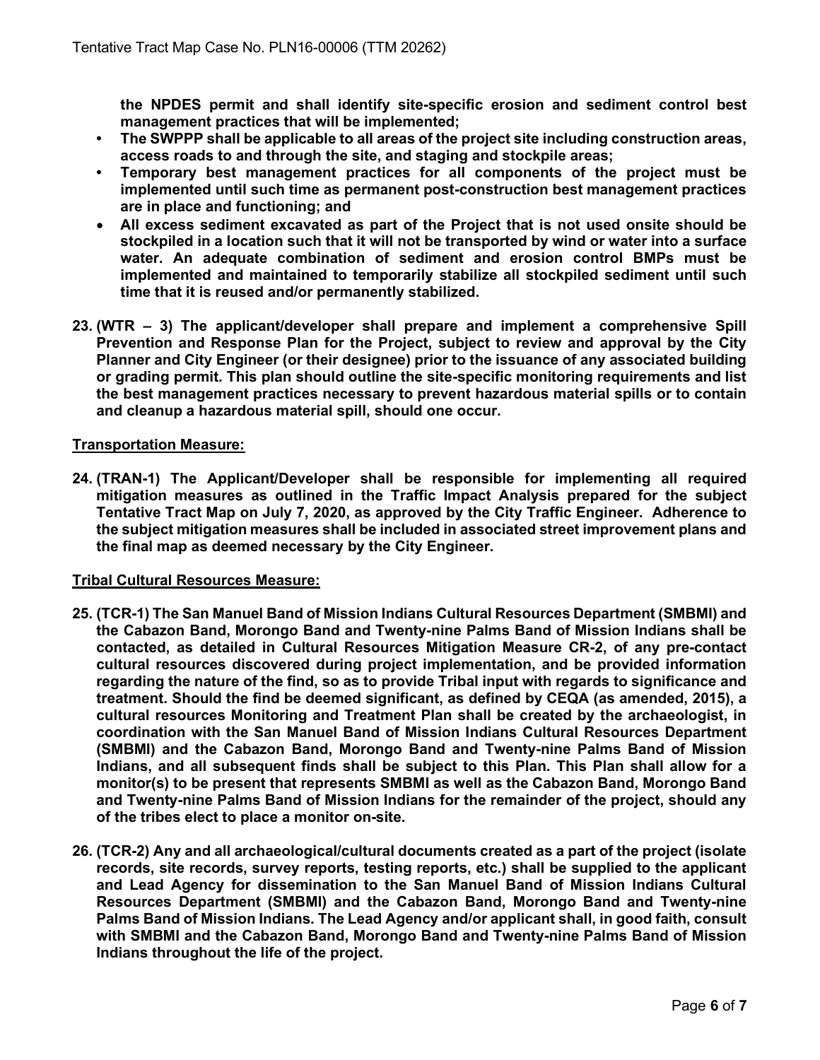**the NPDES permit and shall identify site-specific erosion and sediment control best management practices that will be implemented;**

- **The SWPPP shall be applicable to all areas of the project site including construction areas, access roads to and through the site, and staging and stockpile areas;**
- **Temporary best management practices for all components of the project must be implemented until such time as permanent post-construction best management practices are in place and functioning; and**
- **All excess sediment excavated as part of the Project that is not used onsite should be stockpiled in a location such that it will not be transported by wind or water into a surface water. An adequate combination of sediment and erosion control BMPs must be implemented and maintained to temporarily stabilize all stockpiled sediment until such time that it is reused and/or permanently stabilized.**

**23. (WTR – 3) The applicant/developer shall prepare and implement a comprehensive Spill Prevention and Response Plan for the Project, subject to review and approval by the City Planner and City Engineer (or their designee) prior to the issuance of any associated building or grading permit. This plan should outline the site-specific monitoring requirements and list the best management practices necessary to prevent hazardous material spills or to contain and cleanup a hazardous material spill, should one occur.**

**Transportation Measure:**

**24. (TRAN-1) The Applicant/Developer shall be responsible for implementing all required mitigation measures as outlined in the Traffic Impact Analysis prepared for the subject Tentative Tract Map on July 7, 2020, as approved by the City Traffic Engineer. Adherence to the subject mitigation measures shall be included in associated street improvement plans and the final map as deemed necessary by the City Engineer.**

**Tribal Cultural Resources Measure:**

**25. (TCR-1) The San Manuel Band of Mission Indians Cultural Resources Department (SMBMI) and the Cabazon Band, Morongo Band and Twenty-nine Palms Band of Mission Indians shall be contacted, as detailed in Cultural Resources Mitigation Measure CR-2, of any pre-contact cultural resources discovered during project implementation, and be provided information regarding the nature of the find, so as to provide Tribal input with regards to significance and treatment. Should the find be deemed significant, as defined by CEQA (as amended, 2015), a cultural resources Monitoring and Treatment Plan shall be created by the archaeologist, in coordination with the San Manuel Band of Mission Indians Cultural Resources Department (SMBMI) and the Cabazon Band, Morongo Band and Twenty-nine Palms Band of Mission Indians, and all subsequent finds shall be subject to this Plan. This Plan shall allow for a monitor(s) to be present that represents SMBMI as well as the Cabazon Band, Morongo Band and Twenty-nine Palms Band of Mission Indians for the remainder of the project, should any of the tribes elect to place a monitor on-site.**

**26. (TCR-2) Any and all archaeological/cultural documents created as a part of the project (isolate records, site records, survey reports, testing reports, etc.) shall be supplied to the applicant and Lead Agency for dissemination to the San Manuel Band of Mission Indians Cultural Resources Department (SMBMI) and the Cabazon Band, Morongo Band and Twenty-nine Palms Band of Mission Indians. The Lead Agency and/or applicant shall, in good faith, consult with SMBMI and the Cabazon Band, Morongo Band and Twenty-nine Palms Band of Mission Indians throughout the life of the project.**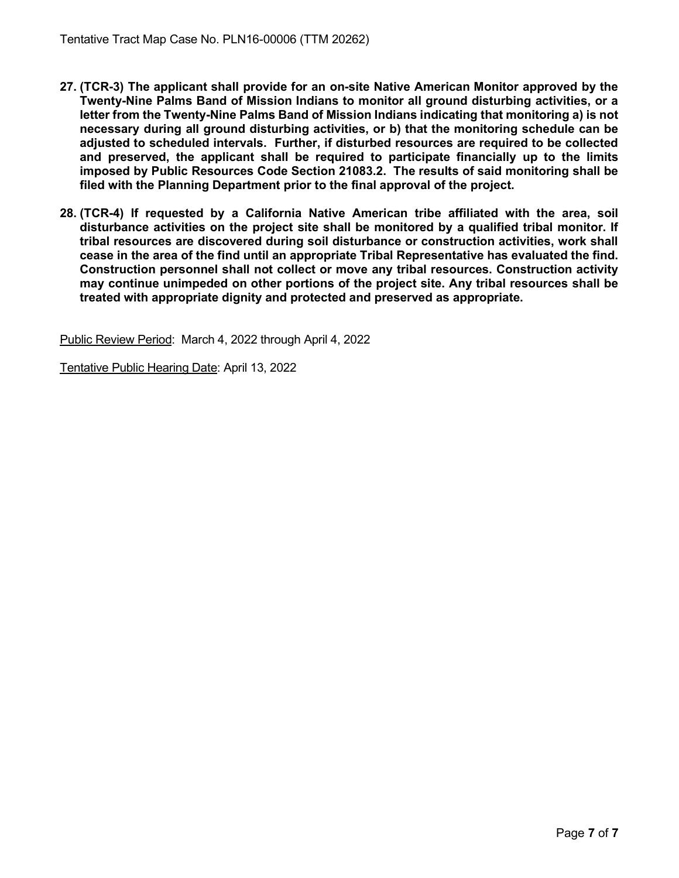**27. (TCR-3) The applicant shall provide for an on-site Native American Monitor approved by the Twenty-Nine Palms Band of Mission Indians to monitor all ground disturbing activities, or a letter from the Twenty-Nine Palms Band of Mission Indians indicating that monitoring a) is not necessary during all ground disturbing activities, or b) that the monitoring schedule can be adjusted to scheduled intervals. Further, if disturbed resources are required to be collected and preserved, the applicant shall be required to participate financially up to the limits imposed by Public Resources Code Section 21083.2. The results of said monitoring shall be filed with the Planning Department prior to the final approval of the project.**

**28. (TCR-4) If requested by a California Native American tribe affiliated with the area, soil disturbance activities on the project site shall be monitored by a qualified tribal monitor. If tribal resources are discovered during soil disturbance or construction activities, work shall cease in the area of the find until an appropriate Tribal Representative has evaluated the find. Construction personnel shall not collect or move any tribal resources. Construction activity may continue unimpeded on other portions of the project site. Any tribal resources shall be treated with appropriate dignity and protected and preserved as appropriate.**

<u>Public Review Period</u>: March 4, 2022 through April 4, 2022

<u>Tentative Public Hearing Date</u>: April 13, 2022